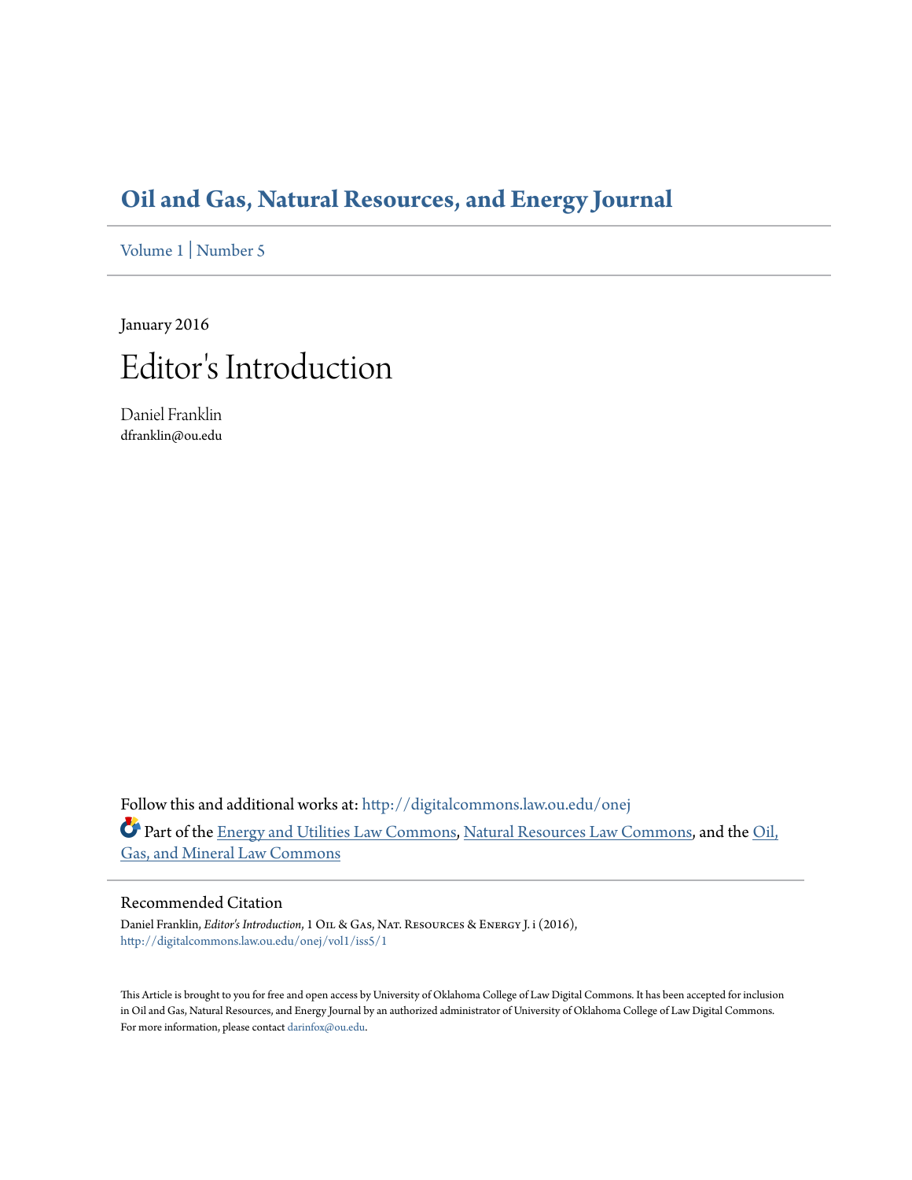# Oil and Gas, Natural Resources, and Energy Journal

Volume 1 | Number 5

January 2016

## Editor's Introduction

Daniel Franklin
dfranklin@ou.edu

Follow this and additional works at: http://digitalcommons.law.ou.edu/onej

Part of the Energy and Utilities Law Commons, Natural Resources Law Commons, and the Oil, Gas, and Mineral Law Commons

### Recommended Citation

Daniel Franklin, *Editor's Introduction*, 1 Oil & Gas, Nat. Resources & Energy J. i (2016), http://digitalcommons.law.ou.edu/onej/vol1/iss5/1

This Article is brought to you for free and open access by University of Oklahoma College of Law Digital Commons. It has been accepted for inclusion in Oil and Gas, Natural Resources, and Energy Journal by an authorized administrator of University of Oklahoma College of Law Digital Commons. For more information, please contact darinfox@ou.edu.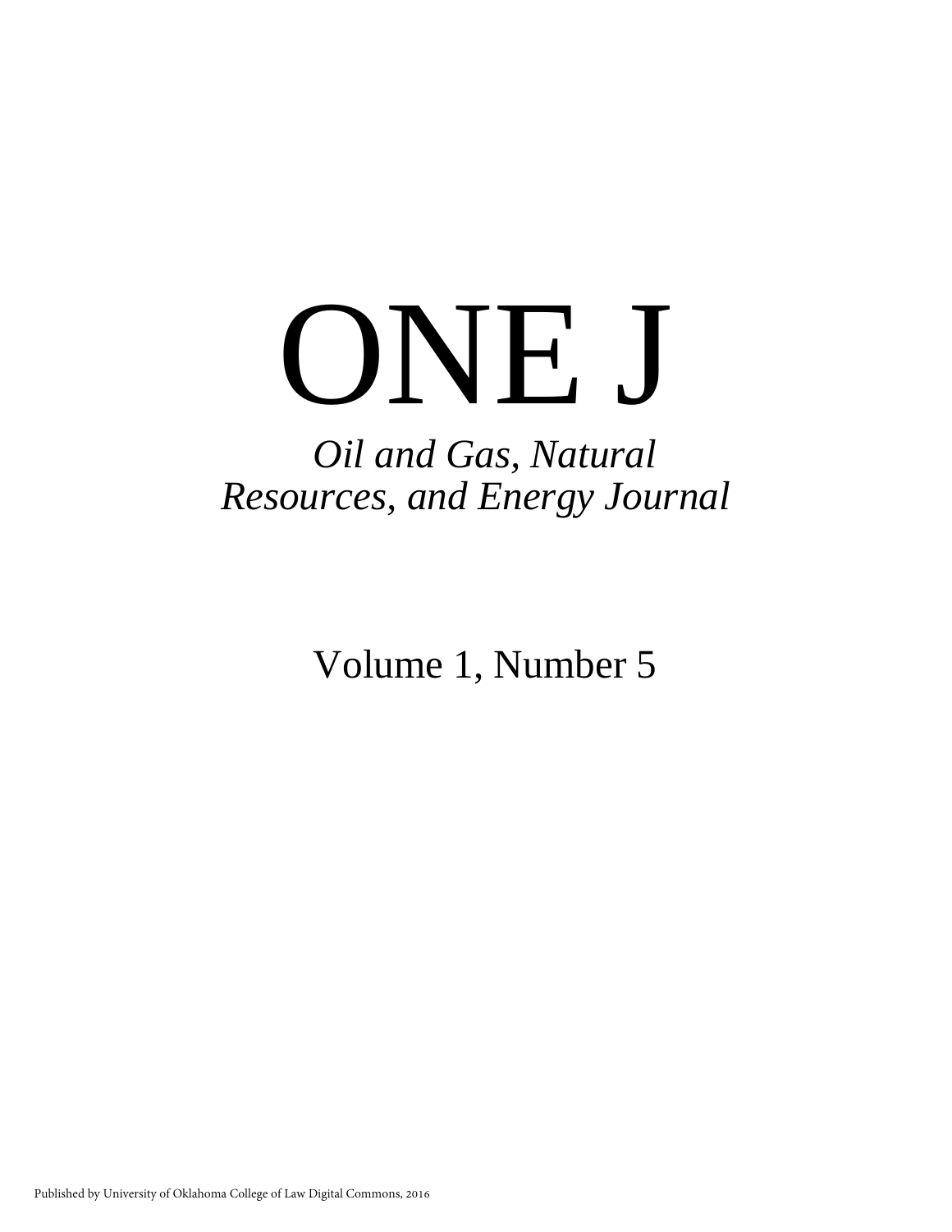# ONE J

*Oil and Gas, Natural Resources, and Energy Journal*

Volume 1, Number 5

Published by University of Oklahoma College of Law Digital Commons, 2016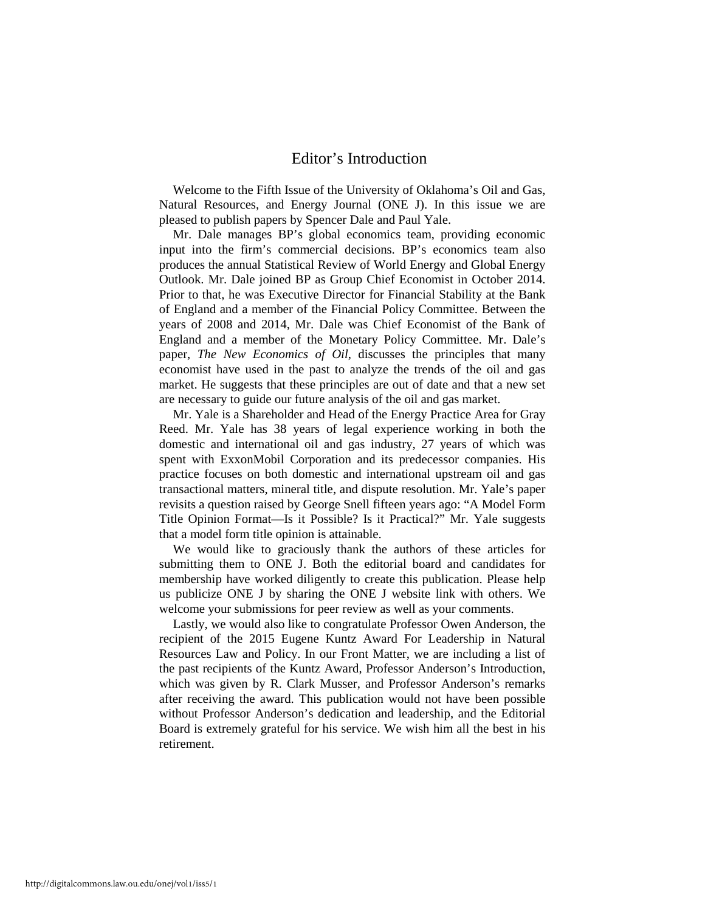# Editor's Introduction

Welcome to the Fifth Issue of the University of Oklahoma's Oil and Gas, Natural Resources, and Energy Journal (ONE J). In this issue we are pleased to publish papers by Spencer Dale and Paul Yale.

Mr. Dale manages BP's global economics team, providing economic input into the firm's commercial decisions. BP's economics team also produces the annual Statistical Review of World Energy and Global Energy Outlook. Mr. Dale joined BP as Group Chief Economist in October 2014. Prior to that, he was Executive Director for Financial Stability at the Bank of England and a member of the Financial Policy Committee. Between the years of 2008 and 2014, Mr. Dale was Chief Economist of the Bank of England and a member of the Monetary Policy Committee. Mr. Dale's paper, *The New Economics of Oil*, discusses the principles that many economist have used in the past to analyze the trends of the oil and gas market. He suggests that these principles are out of date and that a new set are necessary to guide our future analysis of the oil and gas market.

Mr. Yale is a Shareholder and Head of the Energy Practice Area for Gray Reed. Mr. Yale has 38 years of legal experience working in both the domestic and international oil and gas industry, 27 years of which was spent with ExxonMobil Corporation and its predecessor companies. His practice focuses on both domestic and international upstream oil and gas transactional matters, mineral title, and dispute resolution. Mr. Yale's paper revisits a question raised by George Snell fifteen years ago: "A Model Form Title Opinion Format—Is it Possible? Is it Practical?" Mr. Yale suggests that a model form title opinion is attainable.

We would like to graciously thank the authors of these articles for submitting them to ONE J. Both the editorial board and candidates for membership have worked diligently to create this publication. Please help us publicize ONE J by sharing the ONE J website link with others. We welcome your submissions for peer review as well as your comments.

Lastly, we would also like to congratulate Professor Owen Anderson, the recipient of the 2015 Eugene Kuntz Award For Leadership in Natural Resources Law and Policy. In our Front Matter, we are including a list of the past recipients of the Kuntz Award, Professor Anderson's Introduction, which was given by R. Clark Musser, and Professor Anderson's remarks after receiving the award. This publication would not have been possible without Professor Anderson's dedication and leadership, and the Editorial Board is extremely grateful for his service. We wish him all the best in his retirement.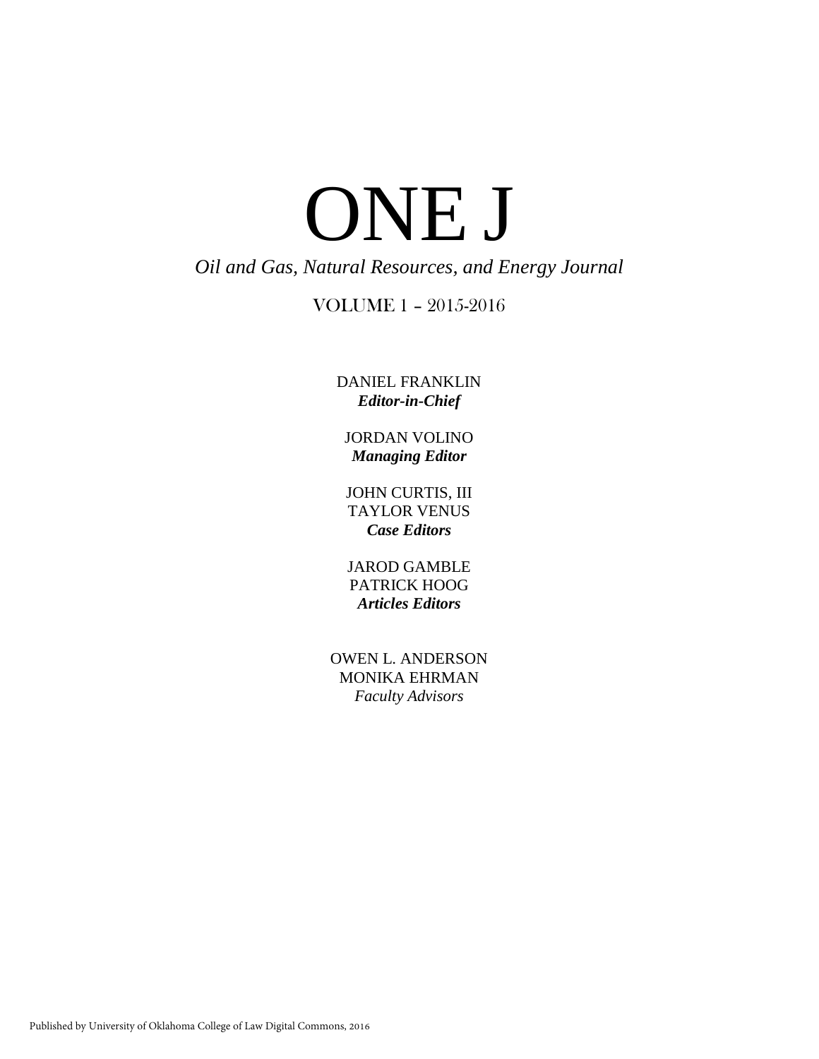# ONE J

*Oil and Gas, Natural Resources, and Energy Journal*

VOLUME 1 – 2015-2016

DANIEL FRANKLIN
***Editor-in-Chief***

JORDAN VOLINO
***Managing Editor***

JOHN CURTIS, III
TAYLOR VENUS
***Case Editors***

JAROD GAMBLE
PATRICK HOOG
***Articles Editors***

OWEN L. ANDERSON
MONIKA EHRMAN
*Faculty Advisors*

Published by University of Oklahoma College of Law Digital Commons, 2016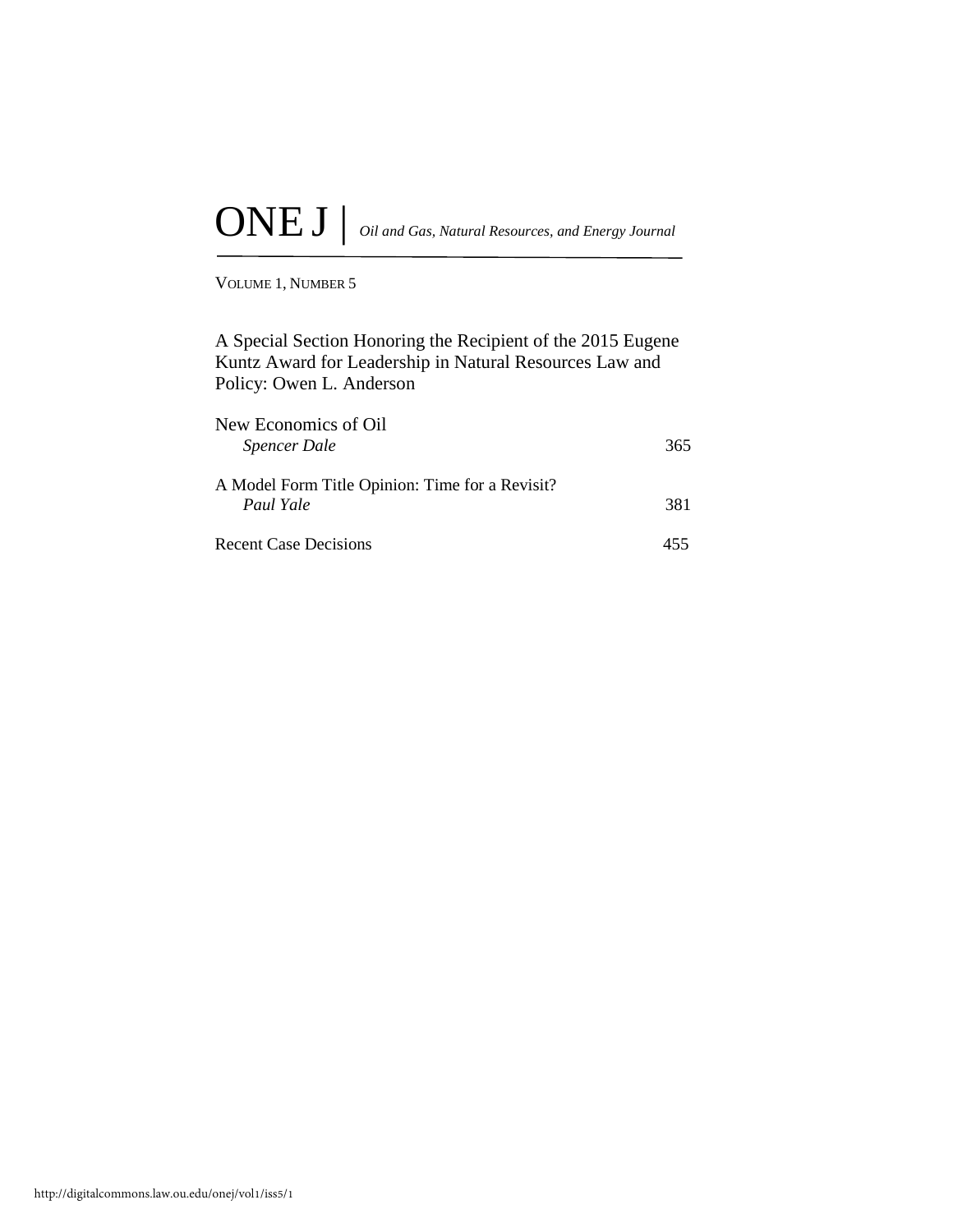# ONE J | *Oil and Gas, Natural Resources, and Energy Journal*

VOLUME 1, NUMBER 5

A Special Section Honoring the Recipient of the 2015 Eugene Kuntz Award for Leadership in Natural Resources Law and Policy: Owen L. Anderson

| | |
|---|---|
| New Economics of Oil<br>*Spencer Dale* | 365 |
| A Model Form Title Opinion: Time for a Revisit?<br>*Paul Yale* | 381 |
| Recent Case Decisions | 455 |

http://digitalcommons.law.ou.edu/onej/vol1/iss5/1